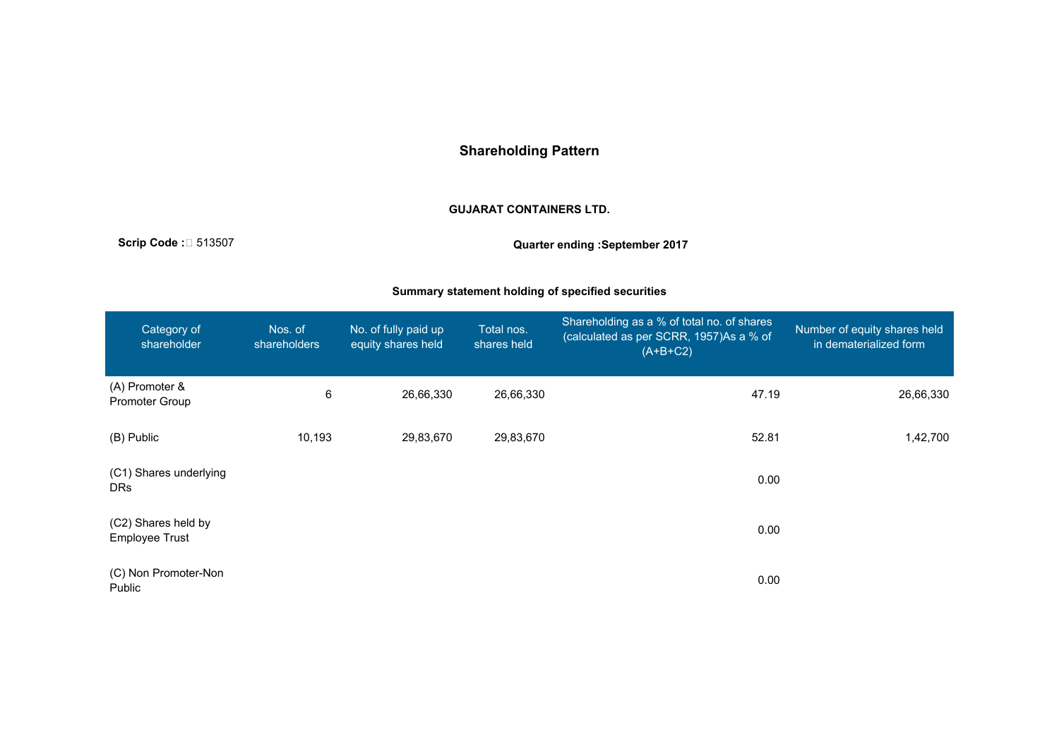# Shareholding Pattern

**GUJARAT CONTAINERS LTD.**

**Scrip Code :** 513507

**Quarter ending :September 2017**

**Summary statement holding of specified securities**

| Category of shareholder | Nos. of shareholders | No. of fully paid up equity shares held | Total nos. shares held | Shareholding as a % of total no. of shares (calculated as per SCRR, 1957)As a % of (A+B+C2) | Number of equity shares held in dematerialized form |
|---|---|---|---|---|---|
| (A) Promoter & Promoter Group | 6 | 26,66,330 | 26,66,330 | 47.19 | 26,66,330 |
| (B) Public | 10,193 | 29,83,670 | 29,83,670 | 52.81 | 1,42,700 |
| (C1) Shares underlying DRs | | | | 0.00 | |
| (C2) Shares held by Employee Trust | | | | 0.00 | |
| (C) Non Promoter-Non Public | | | | 0.00 | |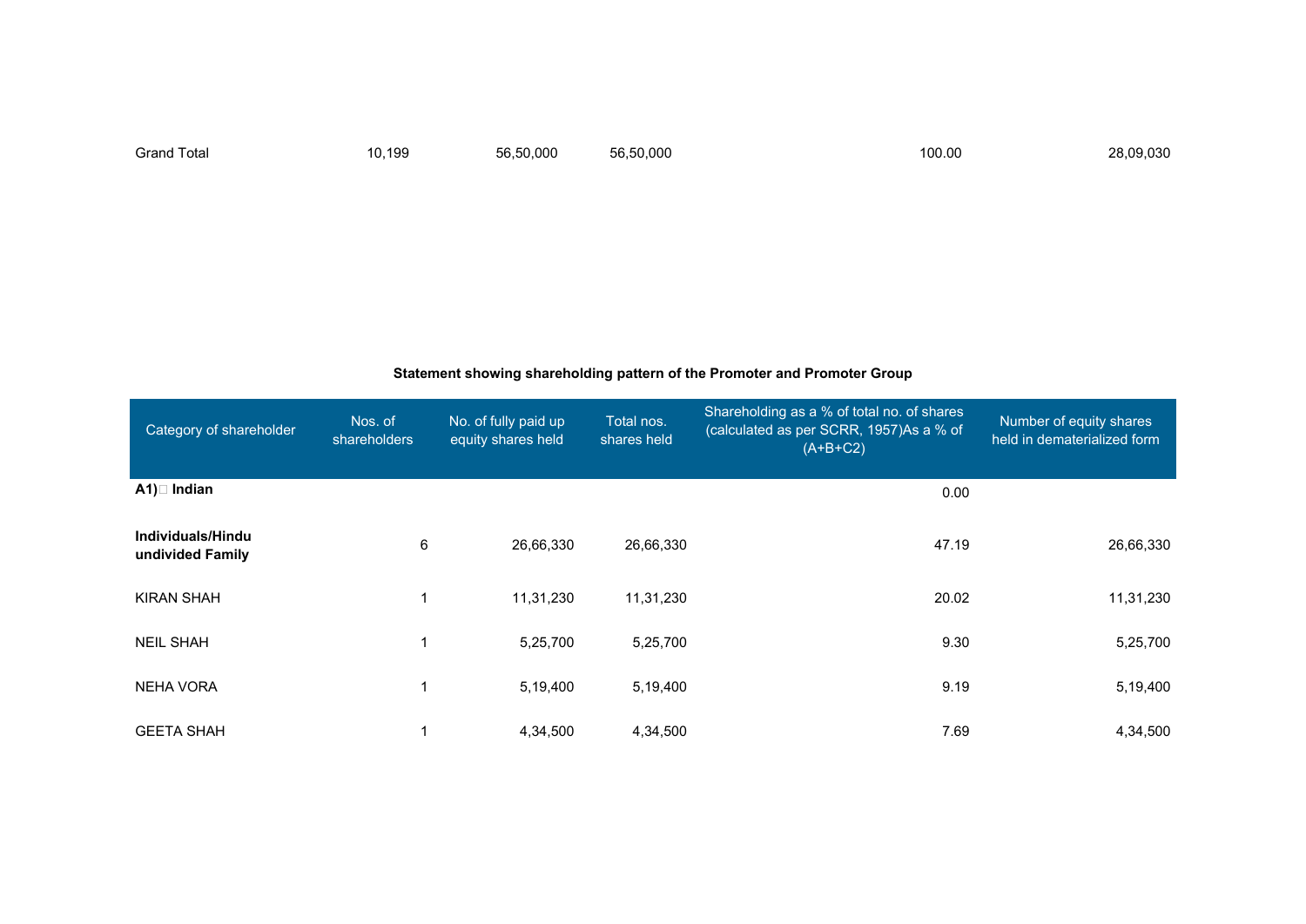| Grand Total | 10,199 | 56,50,000 | 56,50,000 | 100.00 | 28,09,030 |
|---|---|---|---|---|---|

**Statement showing shareholding pattern of the Promoter and Promoter Group**

| Category of shareholder | Nos. of shareholders | No. of fully paid up equity shares held | Total nos. shares held | Shareholding as a % of total no. of shares (calculated as per SCRR, 1957)As a % of (A+B+C2) | Number of equity shares held in dematerialized form |
|---|---|---|---|---|---|
| **A1)  Indian** | | | | 0.00 | |
| **Individuals/Hindu undivided Family** | 6 | 26,66,330 | 26,66,330 | 47.19 | 26,66,330 |
| KIRAN SHAH | 1 | 11,31,230 | 11,31,230 | 20.02 | 11,31,230 |
| NEIL SHAH | 1 | 5,25,700 | 5,25,700 | 9.30 | 5,25,700 |
| NEHA VORA | 1 | 5,19,400 | 5,19,400 | 9.19 | 5,19,400 |
| GEETA SHAH | 1 | 4,34,500 | 4,34,500 | 7.69 | 4,34,500 |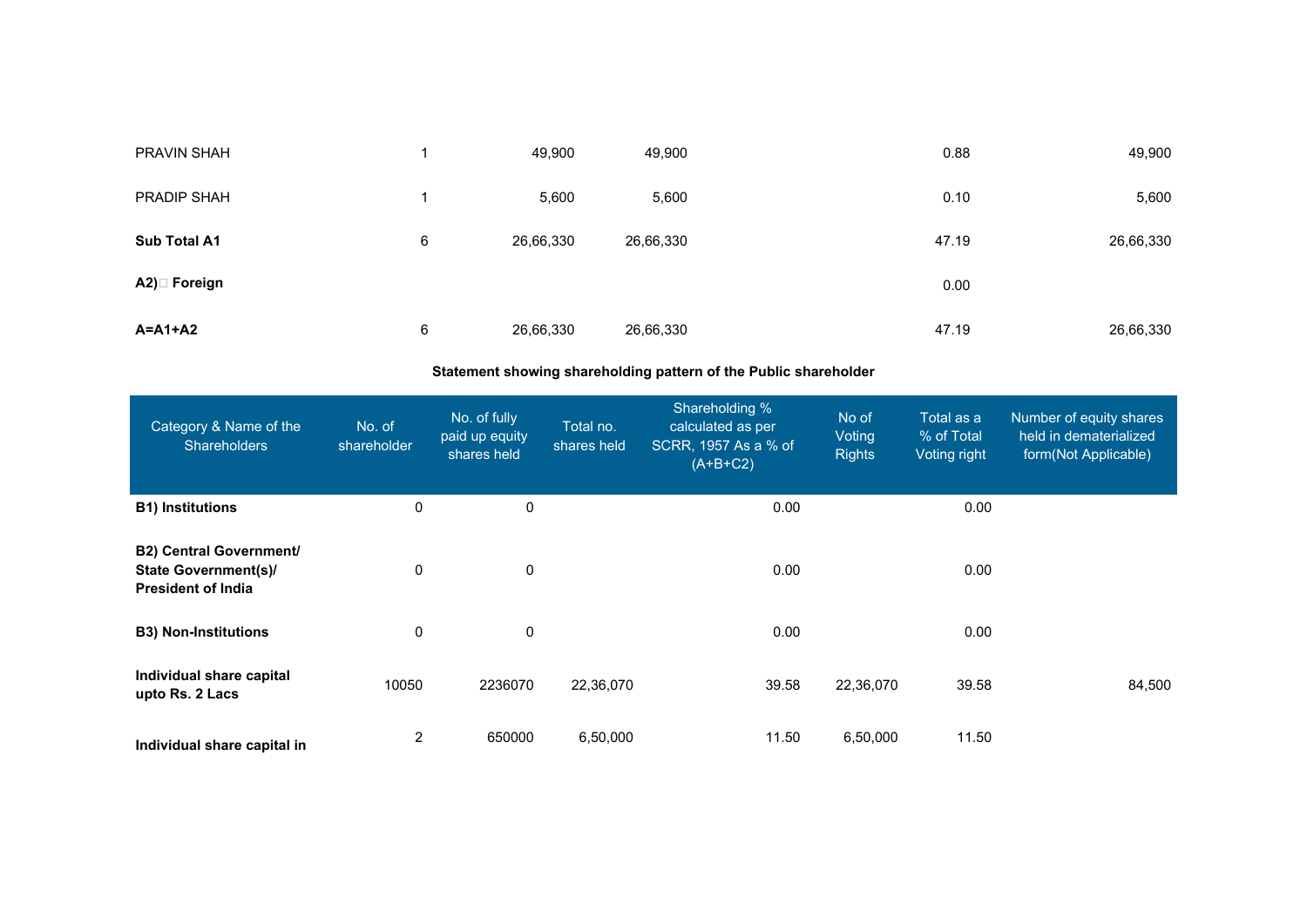| | | | | | |
|---|---|---|---|---|---|
| PRAVIN SHAH | 1 | 49,900 | 49,900 | 0.88 | 49,900 |
| PRADIP SHAH | 1 | 5,600 | 5,600 | 0.10 | 5,600 |
| **Sub Total A1** | 6 | 26,66,330 | 26,66,330 | 47.19 | 26,66,330 |
| **A2) Foreign** | | | | 0.00 | |
| **A=A1+A2** | 6 | 26,66,330 | 26,66,330 | 47.19 | 26,66,330 |

**Statement showing shareholding pattern of the Public shareholder**

| Category & Name of the Shareholders | No. of shareholder | No. of fully paid up equity shares held | Total no. shares held | Shareholding % calculated as per SCRR, 1957 As a % of (A+B+C2) | No of Voting Rights | Total as a % of Total Voting right | Number of equity shares held in dematerialized form(Not Applicable) |
|---|---|---|---|---|---|---|---|
| **B1) Institutions** | 0 | 0 | | 0.00 | | 0.00 | |
| **B2) Central Government/ State Government(s)/ President of India** | 0 | 0 | | 0.00 | | 0.00 | |
| **B3) Non-Institutions** | 0 | 0 | | 0.00 | | 0.00 | |
| **Individual share capital upto Rs. 2 Lacs** | 10050 | 2236070 | 22,36,070 | 39.58 | 22,36,070 | 39.58 | 84,500 |
| **Individual share capital in** | 2 | 650000 | 6,50,000 | 11.50 | 6,50,000 | 11.50 | |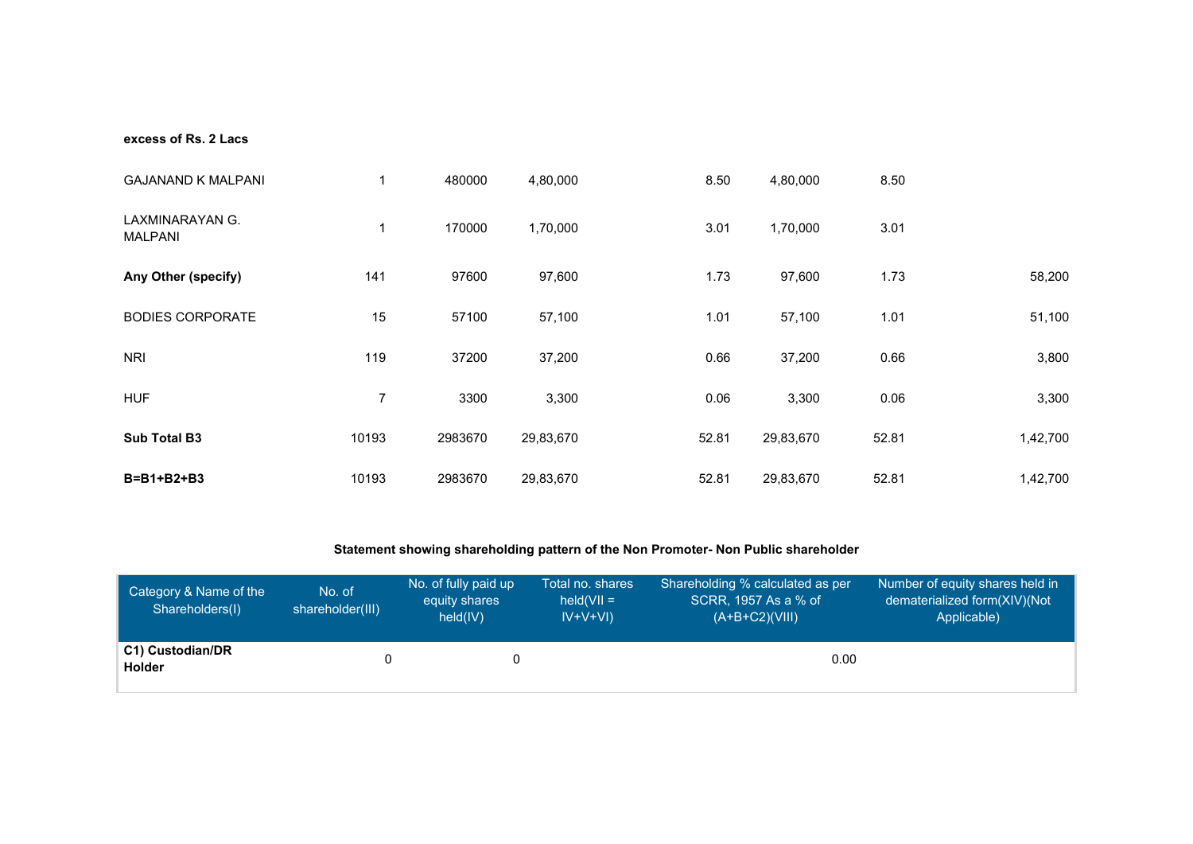| | | | | | | | |
|---|---|---|---|---|---|---|---|
| **excess of Rs. 2 Lacs** | | | | | | | |
| GAJANAND K MALPANI | 1 | 480000 | 4,80,000 | 8.50 | 4,80,000 | 8.50 | |
| LAXMINARAYAN G. MALPANI | 1 | 170000 | 1,70,000 | 3.01 | 1,70,000 | 3.01 | |
| **Any Other (specify)** | 141 | 97600 | 97,600 | 1.73 | 97,600 | 1.73 | 58,200 |
| BODIES CORPORATE | 15 | 57100 | 57,100 | 1.01 | 57,100 | 1.01 | 51,100 |
| NRI | 119 | 37200 | 37,200 | 0.66 | 37,200 | 0.66 | 3,800 |
| HUF | 7 | 3300 | 3,300 | 0.06 | 3,300 | 0.06 | 3,300 |
| **Sub Total B3** | 10193 | 2983670 | 29,83,670 | 52.81 | 29,83,670 | 52.81 | 1,42,700 |
| **B=B1+B2+B3** | 10193 | 2983670 | 29,83,670 | 52.81 | 29,83,670 | 52.81 | 1,42,700 |

**Statement showing shareholding pattern of the Non Promoter- Non Public shareholder**

| Category & Name of the Shareholders(I) | No. of shareholder(III) | No. of fully paid up equity shares held(IV) | Total no. shares held(VII = IV+V+VI) | Shareholding % calculated as per SCRR, 1957 As a % of (A+B+C2)(VIII) | Number of equity shares held in dematerialized form(XIV)(Not Applicable) |
|---|---|---|---|---|---|
| **C1) Custodian/DR Holder** | 0 | 0 | | 0.00 | |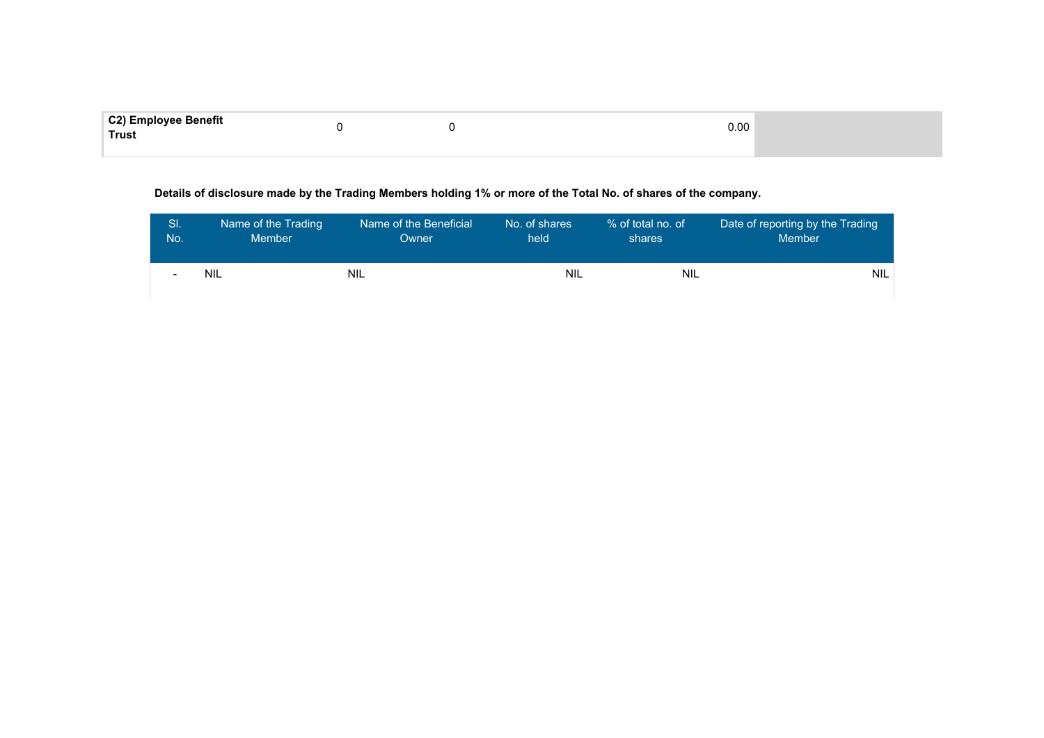| | | | | |
|---|---|---|---|---|
| **C2) Employee Benefit Trust** | 0 | 0 | 0.00 | |

**Details of disclosure made by the Trading Members holding 1% or more of the Total No. of shares of the company.**

| Sl. No. | Name of the Trading Member | Name of the Beneficial Owner | No. of shares held | % of total no. of shares | Date of reporting by the Trading Member |
|---|---|---|---|---|---|
| - | NIL | NIL | NIL | NIL | NIL |